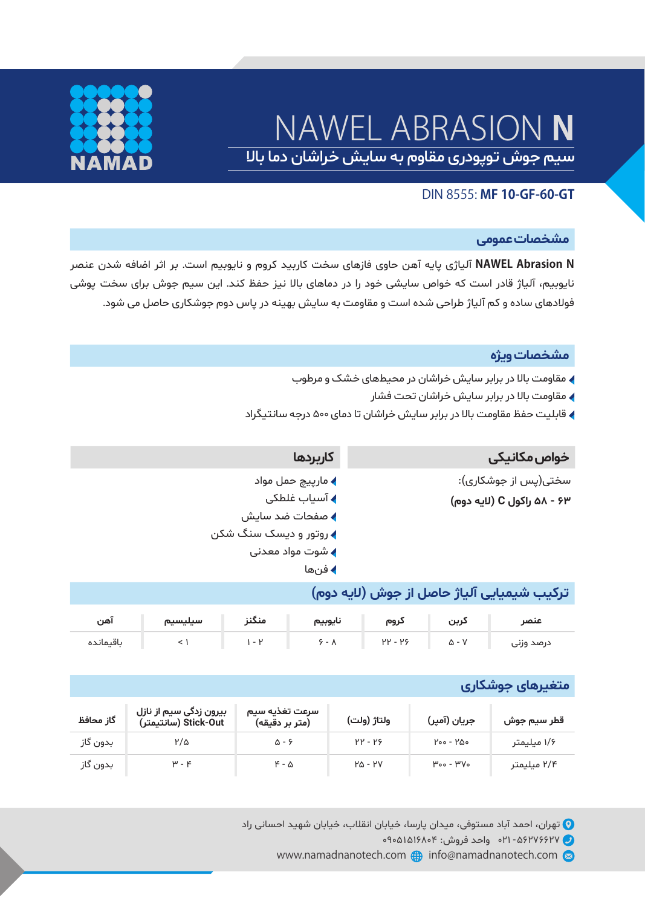NAMAD

# NAWEL ABRASION **N**

## سیم جوش توپودری مقاوم به سایش خراشان دما بالا

DIN 8555: **MF 10-GF-60-GT**

## مشخصات عمومی

**NAWEL Abrasion N** آلیاژی پایه آهن حاوی فازهای سخت کاربید کروم و نایوبیم است. بر اثر اضافه شدن عنصر نایوبیم، آلیاژ قادر است که خواص سایشی خود را در دماهای بالا نیز حفظ کند. این سیم جوش برای سخت پوشی فولادهای ساده و کم آلیاژ طراحی شده است و مقاومت به سایش بهینه در پاس دوم جوشکاری حاصل می شود.

## مشخصات ویژه

- مقاومت بالا در برابر سایش خراشان در محیط‌های خشک و مرطوب
- مقاومت بالا در برابر سایش خراشان تحت فشار
- قابلیت حفظ مقاومت بالا در برابر سایش خراشان تا دمای ۵۰۰ درجه سانتیگراد

## خواص مکانیکی

سختی(پس از جوشکاری):

**۵۸ - ۶۳ راکول C (لایه دوم)**

## کاربردها

- مارپیچ حمل مواد
- آسیاب غلطکی
- صفحات ضد سایش
- روتور و دیسک سنگ شکن
- شوت مواد معدنی
- فن‌ها

## ترکیب شیمیایی آلیاژ حاصل از جوش (لایه دوم)

| عنصر | کربن | کروم | نایوبیم | منگنز | سیلیسیم | آهن |
|---|---|---|---|---|---|---|
| درصد وزنی | ۵ - ۷ | ۲۲ - ۲۶ | ۶ - ۸ | ۱ - ۲ | < ۱ | باقیمانده |

## متغیرهای جوشکاری

| قطر سیم جوش | جریان (آمپر) | ولتاژ (ولت) | سرعت تغذیه سیم (متر بر دقیقه) | بیرون زدگی سیم از نازل Stick-Out (سانتیمتر) | گاز محافظ |
|---|---|---|---|---|---|
| ۱/۶ میلیمتر | ۲۰۰ - ۲۵۰ | ۲۲ - ۲۶ | ۵ - ۶ | ۲/۵ | بدون گاز |
| ۲/۴ میلیمتر | ۳۰۰ - ۳۷۰ | ۲۵ - ۲۷ | ۴ - ۵ | ۳ - ۴ | بدون گاز |

تهران، احمد آباد مستوفی، میدان پارسا، خیابان انقلاب، خیابان شهید احسانی راد

۰۲۱-۵۶۲۷۶۶۲۷ واحد فروش: ۰۹۰۵۱۵۱۶۸۰۴

www.namadnanotech.com info@namadnanotech.com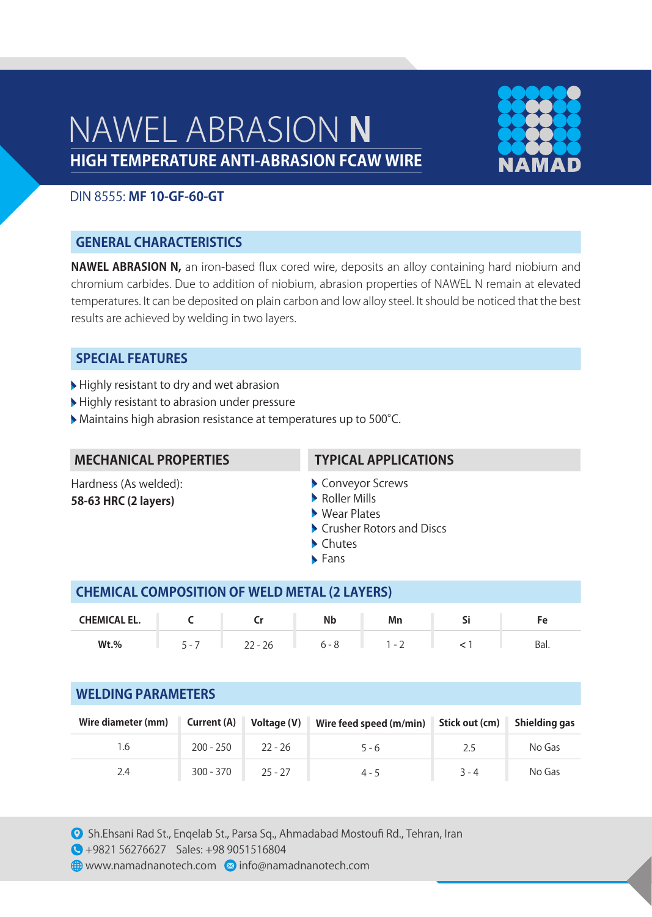# NAWEL ABRASION **N**

## HIGH TEMPERATURE ANTI-ABRASION FCAW WIRE

NAMAD

DIN 8555: **MF 10-GF-60-GT**

## GENERAL CHARACTERISTICS

**NAWEL ABRASION N,** an iron-based flux cored wire, deposits an alloy containing hard niobium and chromium carbides. Due to addition of niobium, abrasion properties of NAWEL N remain at elevated temperatures. It can be deposited on plain carbon and low alloy steel. It should be noticed that the best results are achieved by welding in two layers.

## SPECIAL FEATURES

- Highly resistant to dry and wet abrasion
- Highly resistant to abrasion under pressure
- Maintains high abrasion resistance at temperatures up to 500°C.

## MECHANICAL PROPERTIES

Hardness (As welded):
**58-63 HRC (2 layers)**

## TYPICAL APPLICATIONS

- Conveyor Screws
- Roller Mills
- Wear Plates
- Crusher Rotors and Discs
- Chutes
- Fans

## CHEMICAL COMPOSITION OF WELD METAL (2 LAYERS)

| CHEMICAL EL. | C | Cr | Nb | Mn | Si | Fe |
|---|---|---|---|---|---|---|
| Wt.% | 5 - 7 | 22 - 26 | 6 - 8 | 1 - 2 | < 1 | Bal. |

## WELDING PARAMETERS

| Wire diameter (mm) | Current (A) | Voltage (V) | Wire feed speed (m/min) | Stick out (cm) | Shielding gas |
|---|---|---|---|---|---|
| 1.6 | 200 - 250 | 22 - 26 | 5 - 6 | 2.5 | No Gas |
| 2.4 | 300 - 370 | 25 - 27 | 4 - 5 | 3 - 4 | No Gas |

Sh.Ehsani Rad St., Enqelab St., Parsa Sq., Ahmadabad Mostoufi Rd., Tehran, Iran
+9821 56276627 Sales: +98 9051516804
www.namadnanotech.com info@namadnanotech.com